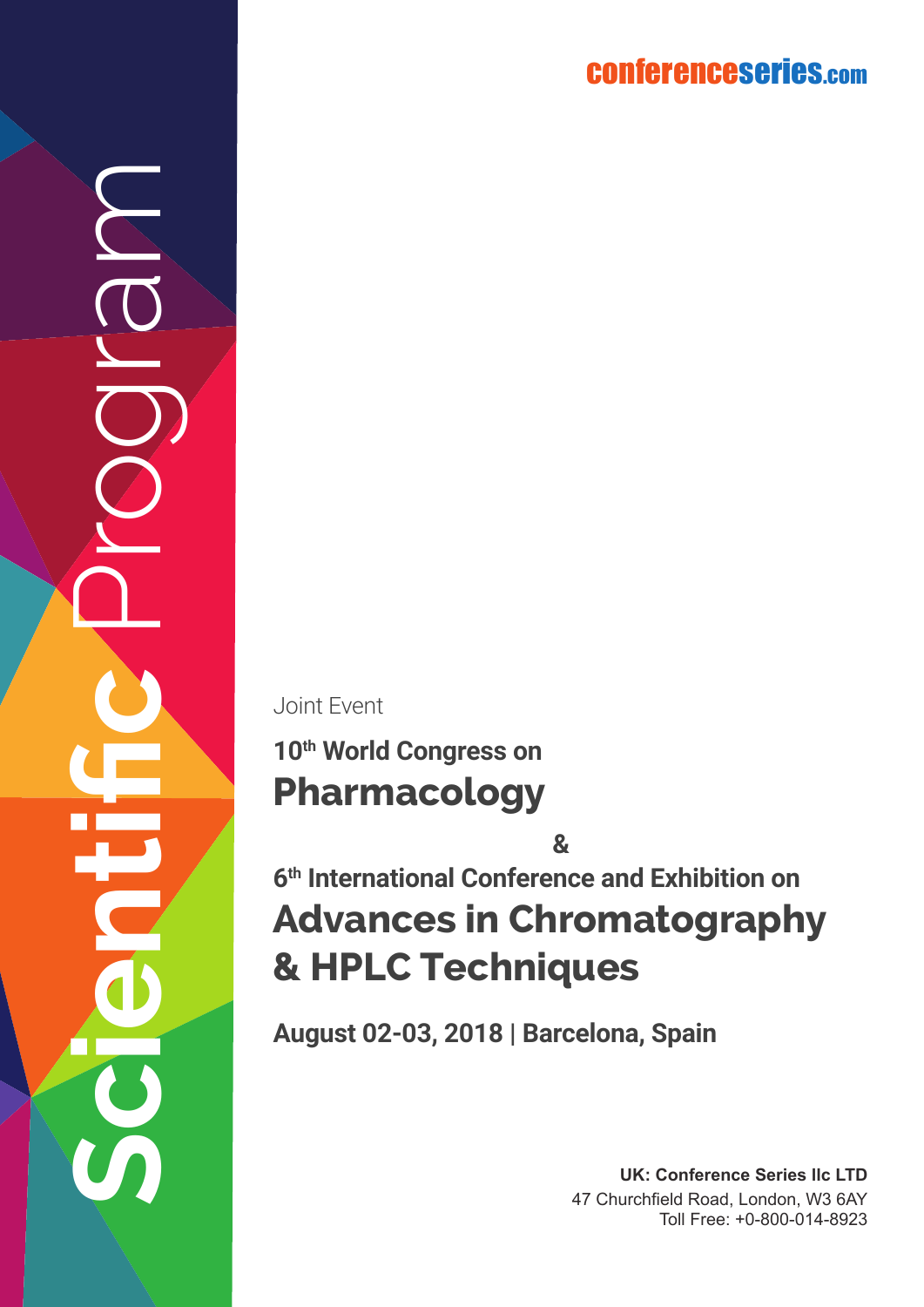conferenceseries.com

# Scientific Program

Joint Event

**10th World Congress on**
# Pharmacology

**&**

**6th International Conference and Exhibition on**
# Advances in Chromatography & HPLC Techniques

**August 02-03, 2018 | Barcelona, Spain**

**UK: Conference Series llc LTD**
47 Churchfield Road, London, W3 6AY
Toll Free: +0-800-014-8923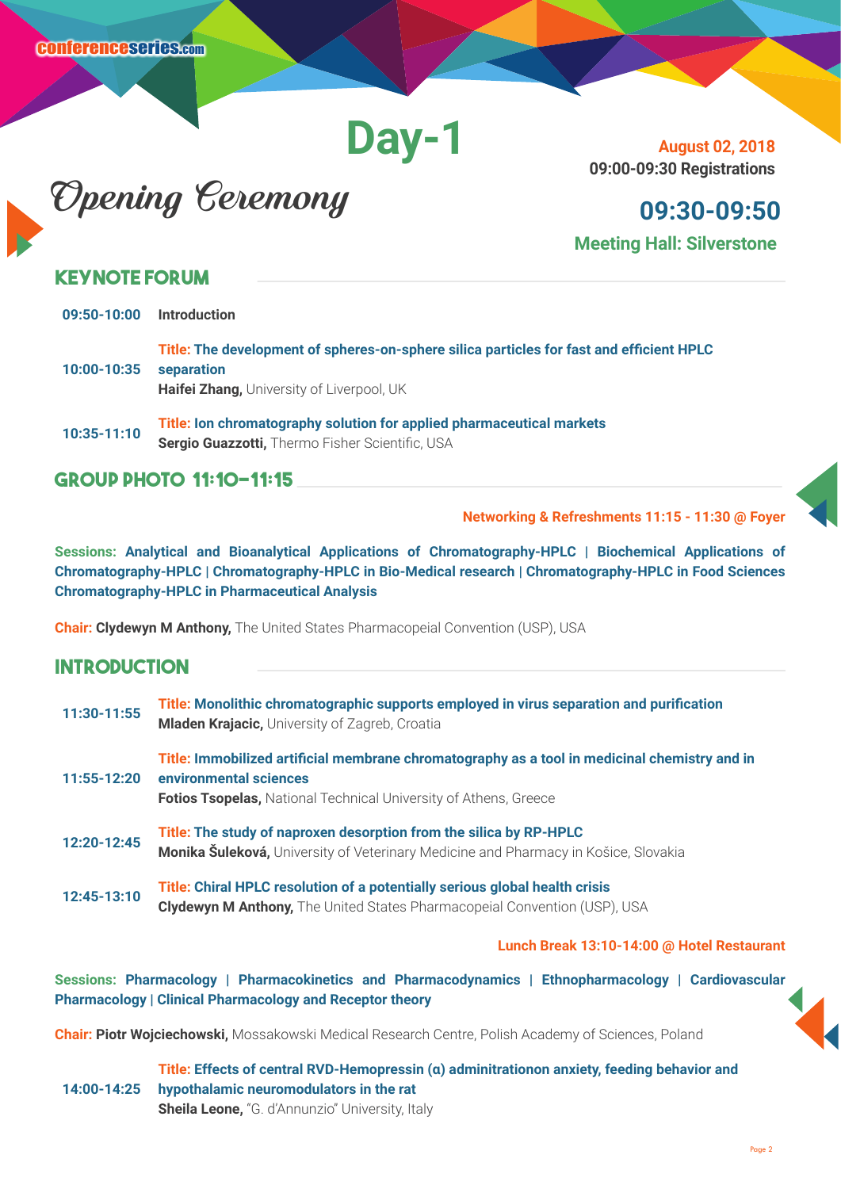# Day-1

**August 02, 2018**
**09:00-09:30 Registrations**

## Opening Ceremony

**09:30-09:50**

**Meeting Hall: Silverstone**

## Keynote Forum

**09:50-10:00** **Introduction**

**10:00-10:35** **Title: The development of spheres-on-sphere silica particles for fast and efficient HPLC separation**
**Haifei Zhang,** University of Liverpool, UK

**10:35-11:10** **Title: Ion chromatography solution for applied pharmaceutical markets**
**Sergio Guazzotti,** Thermo Fisher Scientific, USA

## Group Photo 11:10-11:15

**Networking & Refreshments 11:15 - 11:30 @ Foyer**

**Sessions: Analytical and Bioanalytical Applications of Chromatography-HPLC | Biochemical Applications of Chromatography-HPLC | Chromatography-HPLC in Bio-Medical research | Chromatography-HPLC in Food Sciences Chromatography-HPLC in Pharmaceutical Analysis**

**Chair: Clydewyn M Anthony,** The United States Pharmacopeial Convention (USP), USA

## Introduction

**11:30-11:55** **Title: Monolithic chromatographic supports employed in virus separation and purification**
**Mladen Krajacic,** University of Zagreb, Croatia

**11:55-12:20** **Title: Immobilized artificial membrane chromatography as a tool in medicinal chemistry and in environmental sciences**
**Fotios Tsopelas,** National Technical University of Athens, Greece

**12:20-12:45** **Title: The study of naproxen desorption from the silica by RP-HPLC**
**Monika Šuleková,** University of Veterinary Medicine and Pharmacy in Košice, Slovakia

**12:45-13:10** **Title: Chiral HPLC resolution of a potentially serious global health crisis**
**Clydewyn M Anthony,** The United States Pharmacopeial Convention (USP), USA

**Lunch Break 13:10-14:00 @ Hotel Restaurant**

**Sessions: Pharmacology | Pharmacokinetics and Pharmacodynamics | Ethnopharmacology | Cardiovascular Pharmacology | Clinical Pharmacology and Receptor theory**

**Chair: Piotr Wojciechowski,** Mossakowski Medical Research Centre, Polish Academy of Sciences, Poland

**14:00-14:25** **Title: Effects of central RVD-Hemopressin (α) adminitrationon anxiety, feeding behavior and hypothalamic neuromodulators in the rat**
**Sheila Leone,** "G. d'Annunzio" University, Italy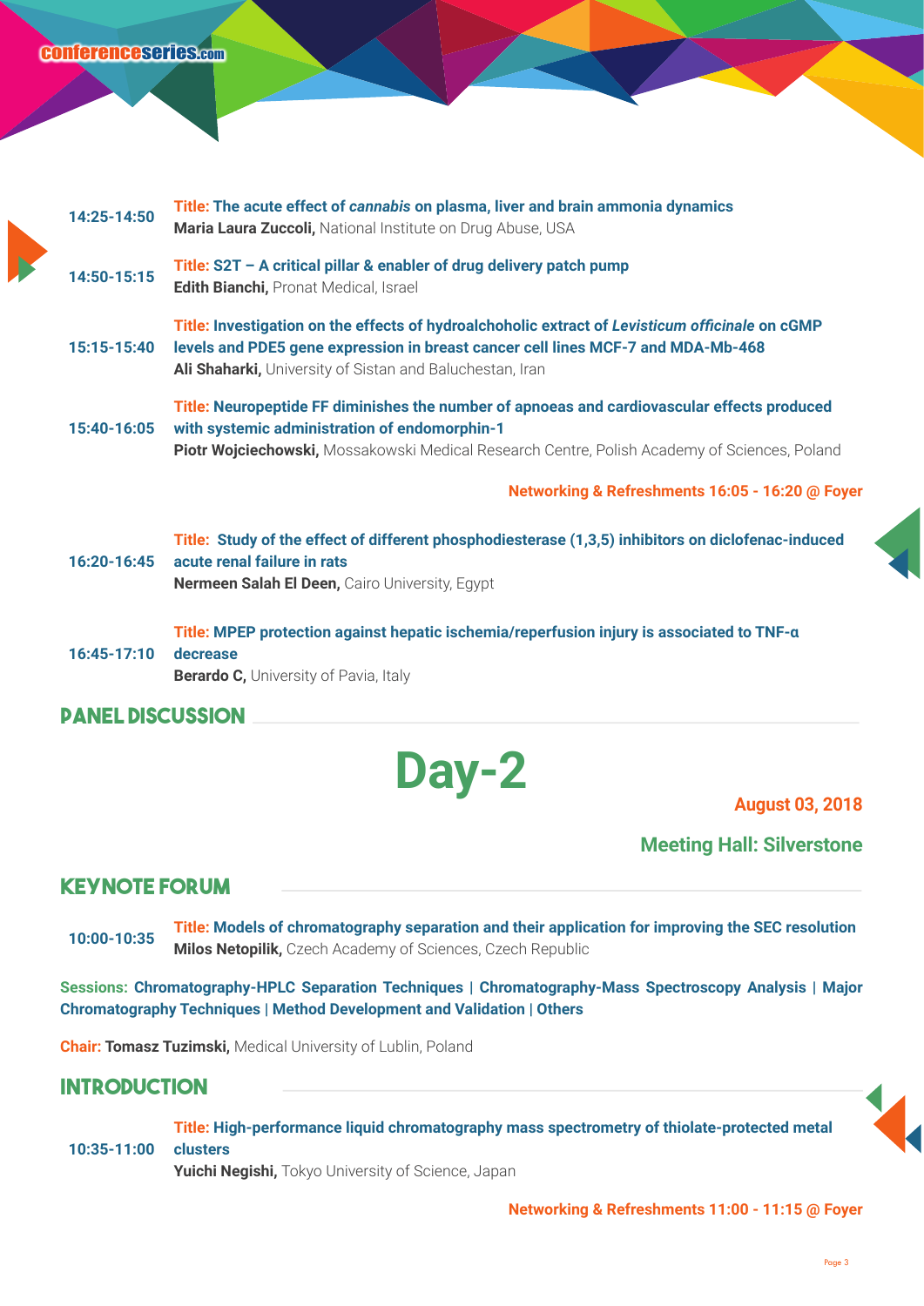**14:25-14:50** **Title: The acute effect of *cannabis* on plasma, liver and brain ammonia dynamics**
**Maria Laura Zuccoli,** National Institute on Drug Abuse, USA

**14:50-15:15** **Title: S2T – A critical pillar & enabler of drug delivery patch pump**
**Edith Bianchi,** Pronat Medical, Israel

**15:15-15:40** **Title: Investigation on the effects of hydroalchoholic extract of *Levisticum officinale* on cGMP levels and PDE5 gene expression in breast cancer cell lines MCF-7 and MDA-Mb-468**
**Ali Shaharki,** University of Sistan and Baluchestan, Iran

**15:40-16:05** **Title: Neuropeptide FF diminishes the number of apnoeas and cardiovascular effects produced with systemic administration of endomorphin-1**
**Piotr Wojciechowski,** Mossakowski Medical Research Centre, Polish Academy of Sciences, Poland

**Networking & Refreshments 16:05 - 16:20 @ Foyer**

**16:20-16:45** **Title: Study of the effect of different phosphodiesterase (1,3,5) inhibitors on diclofenac-induced acute renal failure in rats**
**Nermeen Salah El Deen,** Cairo University, Egypt

**16:45-17:10** **Title: MPEP protection against hepatic ischemia/reperfusion injury is associated to TNF-α decrease**
**Berardo C,** University of Pavia, Italy

## PANEL DISCUSSION

# Day-2

**August 03, 2018**

**Meeting Hall: Silverstone**

## KEYNOTE FORUM

**10:00-10:35** **Title: Models of chromatography separation and their application for improving the SEC resolution**
**Milos Netopilik,** Czech Academy of Sciences, Czech Republic

**Sessions: Chromatography-HPLC Separation Techniques | Chromatography-Mass Spectroscopy Analysis | Major Chromatography Techniques | Method Development and Validation | Others**

**Chair: Tomasz Tuzimski,** Medical University of Lublin, Poland

## INTRODUCTION

**10:35-11:00** **Title: High-performance liquid chromatography mass spectrometry of thiolate-protected metal clusters**
**Yuichi Negishi,** Tokyo University of Science, Japan

**Networking & Refreshments 11:00 - 11:15 @ Foyer**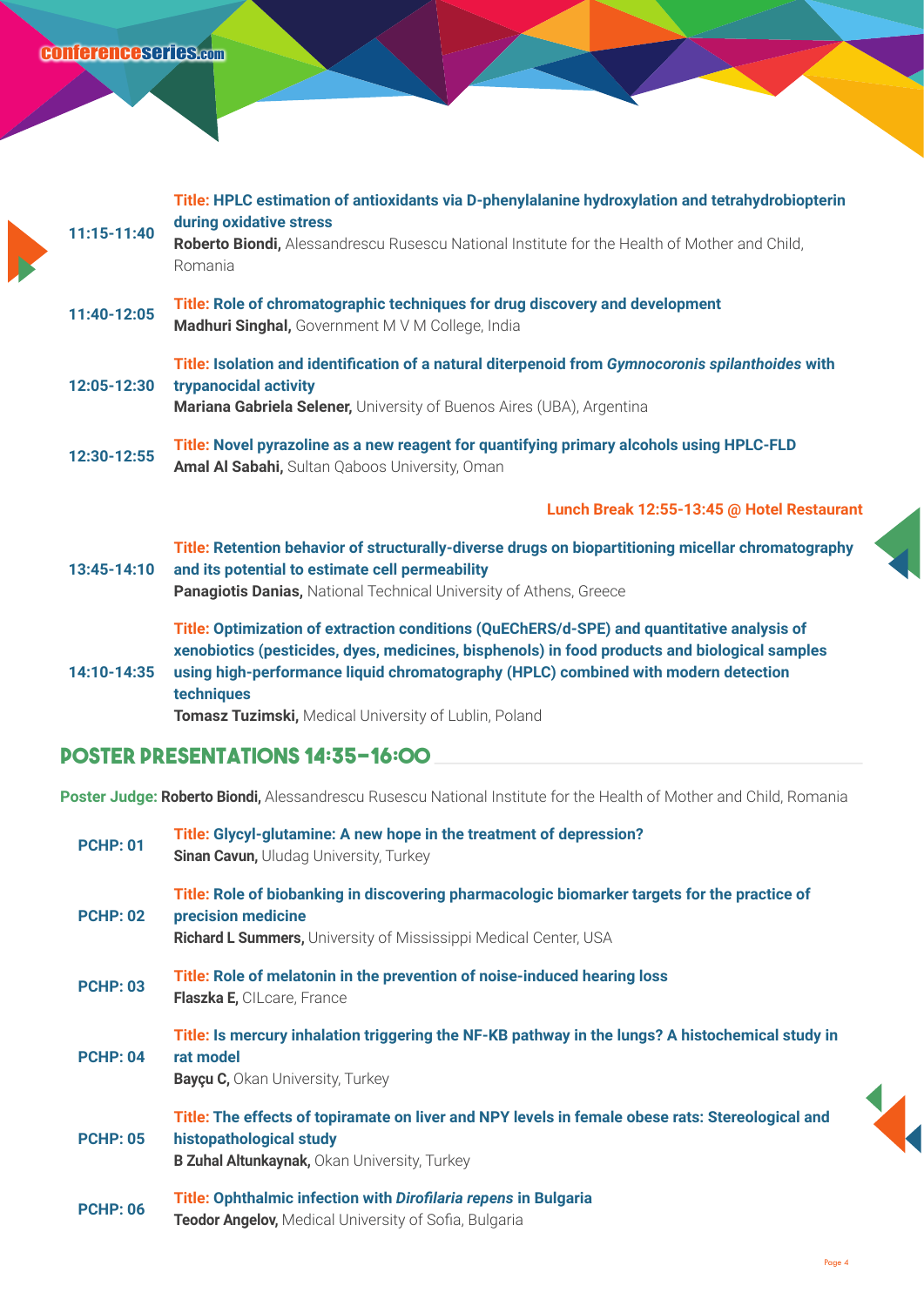**11:15-11:40** **Title: HPLC estimation of antioxidants via D-phenylalanine hydroxylation and tetrahydrobiopterin during oxidative stress**
**Roberto Biondi,** Alessandrescu Rusescu National Institute for the Health of Mother and Child, Romania

**11:40-12:05** **Title: Role of chromatographic techniques for drug discovery and development**
**Madhuri Singhal,** Government M V M College, India

**12:05-12:30** **Title: Isolation and identification of a natural diterpenoid from *Gymnocoronis spilanthoides* with trypanocidal activity**
**Mariana Gabriela Selener,** University of Buenos Aires (UBA), Argentina

**12:30-12:55** **Title: Novel pyrazoline as a new reagent for quantifying primary alcohols using HPLC-FLD**
**Amal Al Sabahi,** Sultan Qaboos University, Oman

**Lunch Break 12:55-13:45 @ Hotel Restaurant**

**13:45-14:10** **Title: Retention behavior of structurally-diverse drugs on biopartitioning micellar chromatography and its potential to estimate cell permeability**
**Panagiotis Danias,** National Technical University of Athens, Greece

**14:10-14:35** **Title: Optimization of extraction conditions (QuEChERS/d-SPE) and quantitative analysis of xenobiotics (pesticides, dyes, medicines, bisphenols) in food products and biological samples using high-performance liquid chromatography (HPLC) combined with modern detection techniques**
**Tomasz Tuzimski,** Medical University of Lublin, Poland

## POSTER PRESENTATIONS 14:35-16:00

**Poster Judge: Roberto Biondi,** Alessandrescu Rusescu National Institute for the Health of Mother and Child, Romania

**PCHP: 01** **Title: Glycyl-glutamine: A new hope in the treatment of depression?**
**Sinan Cavun,** Uludag University, Turkey

**PCHP: 02** **Title: Role of biobanking in discovering pharmacologic biomarker targets for the practice of precision medicine**
**Richard L Summers,** University of Mississippi Medical Center, USA

**PCHP: 03** **Title: Role of melatonin in the prevention of noise-induced hearing loss**
**Flaszka E,** CILcare, France

**PCHP: 04** **Title: Is mercury inhalation triggering the NF-KB pathway in the lungs? A histochemical study in rat model**
**Bayçu C,** Okan University, Turkey

**PCHP: 05** **Title: The effects of topiramate on liver and NPY levels in female obese rats: Stereological and histopathological study**
**B Zuhal Altunkaynak,** Okan University, Turkey

**PCHP: 06** **Title: Ophthalmic infection with *Dirofilaria repens* in Bulgaria**
**Teodor Angelov,** Medical University of Sofia, Bulgaria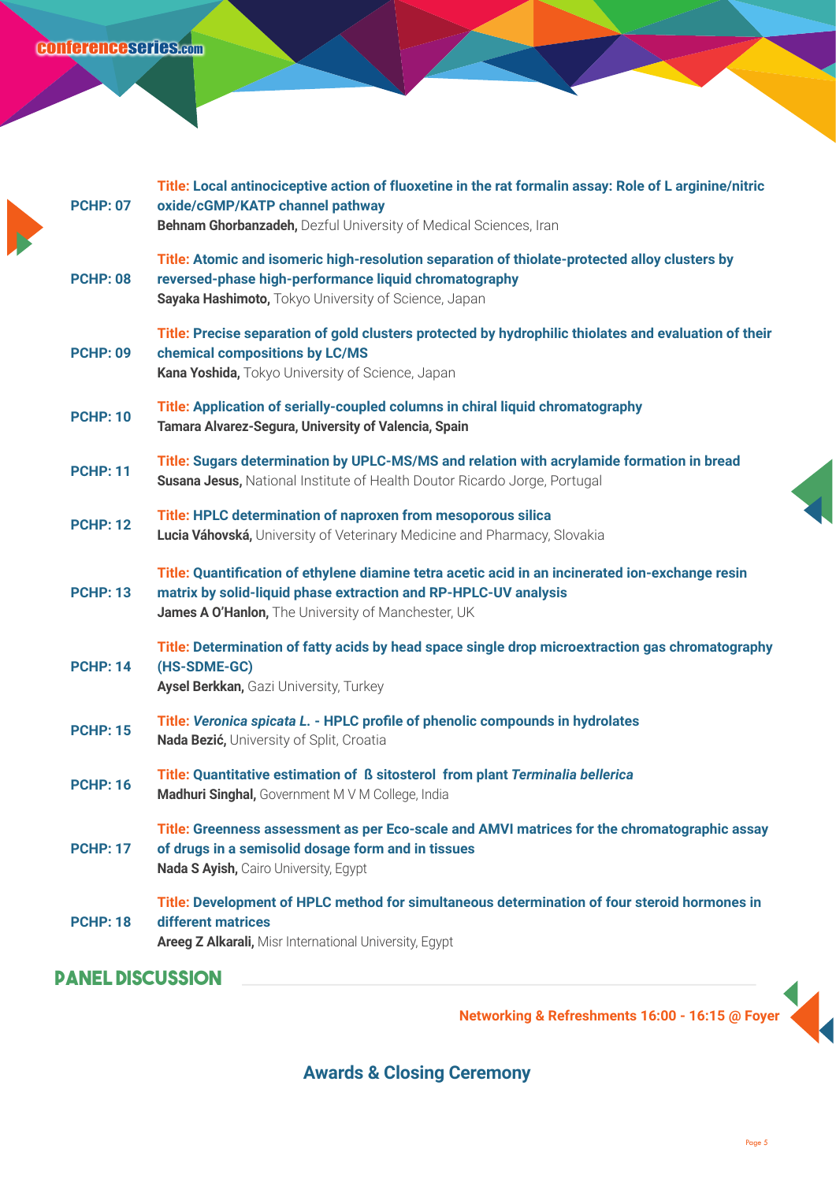**PCHP: 07**
**Title: Local antinociceptive action of fluoxetine in the rat formalin assay: Role of L arginine/nitric oxide/cGMP/KATP channel pathway**
**Behnam Ghorbanzadeh,** Dezful University of Medical Sciences, Iran

**PCHP: 08**
**Title: Atomic and isomeric high-resolution separation of thiolate-protected alloy clusters by reversed-phase high-performance liquid chromatography**
**Sayaka Hashimoto,** Tokyo University of Science, Japan

**PCHP: 09**
**Title: Precise separation of gold clusters protected by hydrophilic thiolates and evaluation of their chemical compositions by LC/MS**
**Kana Yoshida,** Tokyo University of Science, Japan

**PCHP: 10**
**Title: Application of serially-coupled columns in chiral liquid chromatography**
**Tamara Alvarez-Segura, University of Valencia, Spain**

**PCHP: 11**
**Title: Sugars determination by UPLC-MS/MS and relation with acrylamide formation in bread**
**Susana Jesus,** National Institute of Health Doutor Ricardo Jorge, Portugal

**PCHP: 12**
**Title: HPLC determination of naproxen from mesoporous silica**
**Lucia Váhovská,** University of Veterinary Medicine and Pharmacy, Slovakia

**PCHP: 13**
**Title: Quantification of ethylene diamine tetra acetic acid in an incinerated ion-exchange resin matrix by solid-liquid phase extraction and RP-HPLC-UV analysis**
**James A O'Hanlon,** The University of Manchester, UK

**PCHP: 14**
**Title: Determination of fatty acids by head space single drop microextraction gas chromatography (HS-SDME-GC)**
**Aysel Berkkan,** Gazi University, Turkey

**PCHP: 15**
**Title: *Veronica spicata L.* - HPLC profile of phenolic compounds in hydrolates**
**Nada Bezić,** University of Split, Croatia

**PCHP: 16**
**Title: Quantitative estimation of ß sitosterol from plant *Terminalia bellerica***
**Madhuri Singhal,** Government M V M College, India

**PCHP: 17**
**Title: Greenness assessment as per Eco-scale and AMVI matrices for the chromatographic assay of drugs in a semisolid dosage form and in tissues**
**Nada S Ayish,** Cairo University, Egypt

**PCHP: 18**
**Title: Development of HPLC method for simultaneous determination of four steroid hormones in different matrices**
**Areeg Z Alkarali,** Misr International University, Egypt

## PANEL DISCUSSION

**Networking & Refreshments 16:00 - 16:15 @ Foyer**

## Awards & Closing Ceremony